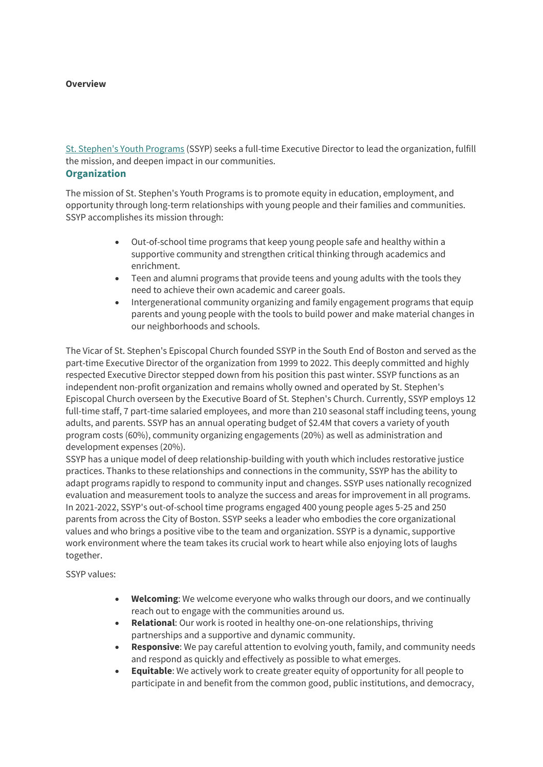**Overview**

[St. Stephen's Youth Programs](#) (SSYP) seeks a full-time Executive Director to lead the organization, fulfill the mission, and deepen impact in our communities.

## Organization

The mission of St. Stephen's Youth Programs is to promote equity in education, employment, and opportunity through long-term relationships with young people and their families and communities. SSYP accomplishes its mission through:

- Out-of-school time programs that keep young people safe and healthy within a supportive community and strengthen critical thinking through academics and enrichment.
- Teen and alumni programs that provide teens and young adults with the tools they need to achieve their own academic and career goals.
- Intergenerational community organizing and family engagement programs that equip parents and young people with the tools to build power and make material changes in our neighborhoods and schools.

The Vicar of St. Stephen's Episcopal Church founded SSYP in the South End of Boston and served as the part-time Executive Director of the organization from 1999 to 2022. This deeply committed and highly respected Executive Director stepped down from his position this past winter. SSYP functions as an independent non-profit organization and remains wholly owned and operated by St. Stephen's Episcopal Church overseen by the Executive Board of St. Stephen's Church. Currently, SSYP employs 12 full-time staff, 7 part-time salaried employees, and more than 210 seasonal staff including teens, young adults, and parents. SSYP has an annual operating budget of $2.4M that covers a variety of youth program costs (60%), community organizing engagements (20%) as well as administration and development expenses (20%).

SSYP has a unique model of deep relationship-building with youth which includes restorative justice practices. Thanks to these relationships and connections in the community, SSYP has the ability to adapt programs rapidly to respond to community input and changes. SSYP uses nationally recognized evaluation and measurement tools to analyze the success and areas for improvement in all programs. In 2021-2022, SSYP's out-of-school time programs engaged 400 young people ages 5-25 and 250 parents from across the City of Boston. SSYP seeks a leader who embodies the core organizational values and who brings a positive vibe to the team and organization. SSYP is a dynamic, supportive work environment where the team takes its crucial work to heart while also enjoying lots of laughs together.

SSYP values:

- **Welcoming**: We welcome everyone who walks through our doors, and we continually reach out to engage with the communities around us.
- **Relational**: Our work is rooted in healthy one-on-one relationships, thriving partnerships and a supportive and dynamic community.
- **Responsive**: We pay careful attention to evolving youth, family, and community needs and respond as quickly and effectively as possible to what emerges.
- **Equitable**: We actively work to create greater equity of opportunity for all people to participate in and benefit from the common good, public institutions, and democracy,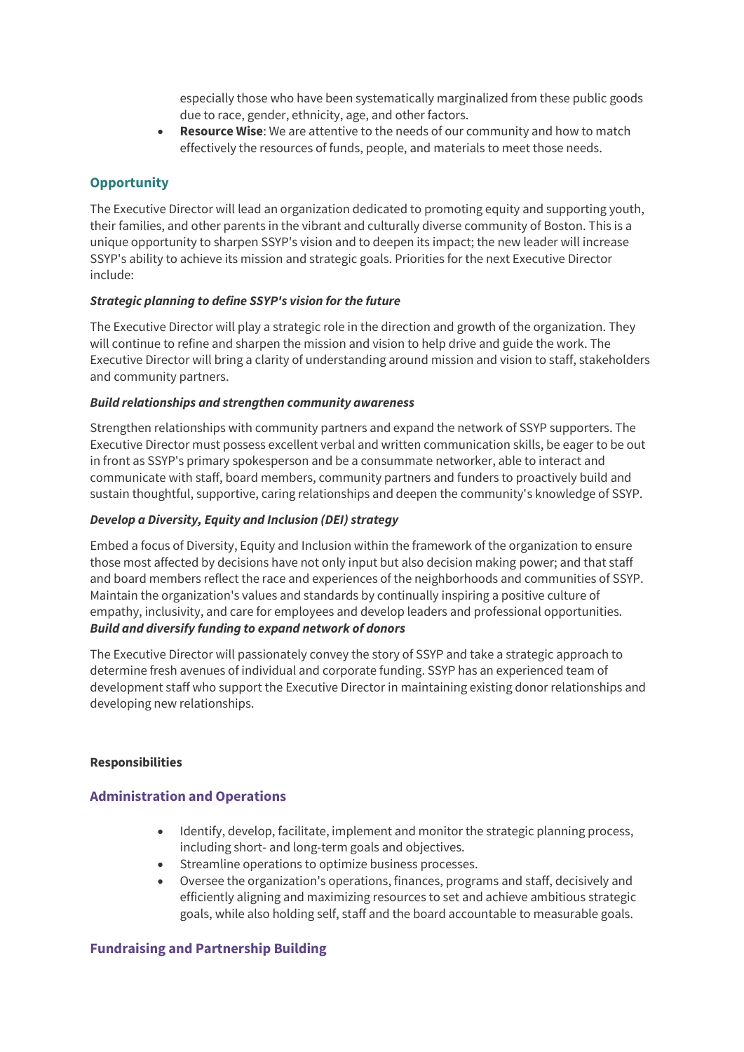especially those who have been systematically marginalized from these public goods due to race, gender, ethnicity, age, and other factors.

- **Resource Wise**: We are attentive to the needs of our community and how to match effectively the resources of funds, people, and materials to meet those needs.

## Opportunity

The Executive Director will lead an organization dedicated to promoting equity and supporting youth, their families, and other parents in the vibrant and culturally diverse community of Boston. This is a unique opportunity to sharpen SSYP's vision and to deepen its impact; the new leader will increase SSYP's ability to achieve its mission and strategic goals. Priorities for the next Executive Director include:

***Strategic planning to define SSYP's vision for the future***

The Executive Director will play a strategic role in the direction and growth of the organization. They will continue to refine and sharpen the mission and vision to help drive and guide the work. The Executive Director will bring a clarity of understanding around mission and vision to staff, stakeholders and community partners.

***Build relationships and strengthen community awareness***

Strengthen relationships with community partners and expand the network of SSYP supporters. The Executive Director must possess excellent verbal and written communication skills, be eager to be out in front as SSYP's primary spokesperson and be a consummate networker, able to interact and communicate with staff, board members, community partners and funders to proactively build and sustain thoughtful, supportive, caring relationships and deepen the community's knowledge of SSYP.

***Develop a Diversity, Equity and Inclusion (DEI) strategy***

Embed a focus of Diversity, Equity and Inclusion within the framework of the organization to ensure those most affected by decisions have not only input but also decision making power; and that staff and board members reflect the race and experiences of the neighborhoods and communities of SSYP. Maintain the organization's values and standards by continually inspiring a positive culture of empathy, inclusivity, and care for employees and develop leaders and professional opportunities.

***Build and diversify funding to expand network of donors***

The Executive Director will passionately convey the story of SSYP and take a strategic approach to determine fresh avenues of individual and corporate funding. SSYP has an experienced team of development staff who support the Executive Director in maintaining existing donor relationships and developing new relationships.

**Responsibilities**

## Administration and Operations

- Identify, develop, facilitate, implement and monitor the strategic planning process, including short- and long-term goals and objectives.
- Streamline operations to optimize business processes.
- Oversee the organization's operations, finances, programs and staff, decisively and efficiently aligning and maximizing resources to set and achieve ambitious strategic goals, while also holding self, staff and the board accountable to measurable goals.

## Fundraising and Partnership Building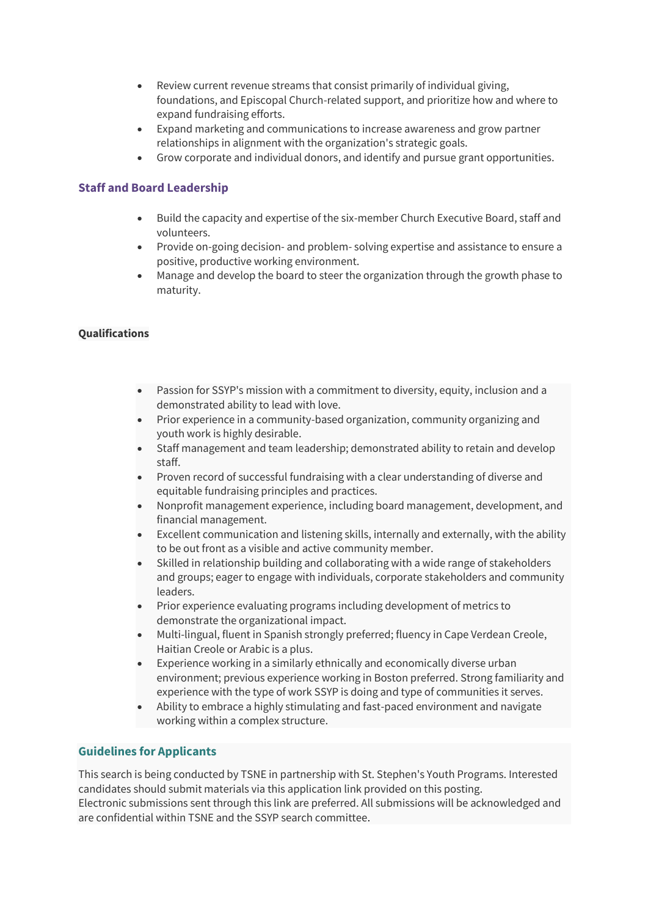- Review current revenue streams that consist primarily of individual giving, foundations, and Episcopal Church-related support, and prioritize how and where to expand fundraising efforts.
- Expand marketing and communications to increase awareness and grow partner relationships in alignment with the organization's strategic goals.
- Grow corporate and individual donors, and identify and pursue grant opportunities.

### Staff and Board Leadership

- Build the capacity and expertise of the six-member Church Executive Board, staff and volunteers.
- Provide on-going decision- and problem- solving expertise and assistance to ensure a positive, productive working environment.
- Manage and develop the board to steer the organization through the growth phase to maturity.

**Qualifications**

- Passion for SSYP's mission with a commitment to diversity, equity, inclusion and a demonstrated ability to lead with love.
- Prior experience in a community-based organization, community organizing and youth work is highly desirable.
- Staff management and team leadership; demonstrated ability to retain and develop staff.
- Proven record of successful fundraising with a clear understanding of diverse and equitable fundraising principles and practices.
- Nonprofit management experience, including board management, development, and financial management.
- Excellent communication and listening skills, internally and externally, with the ability to be out front as a visible and active community member.
- Skilled in relationship building and collaborating with a wide range of stakeholders and groups; eager to engage with individuals, corporate stakeholders and community leaders.
- Prior experience evaluating programs including development of metrics to demonstrate the organizational impact.
- Multi-lingual, fluent in Spanish strongly preferred; fluency in Cape Verdean Creole, Haitian Creole or Arabic is a plus.
- Experience working in a similarly ethnically and economically diverse urban environment; previous experience working in Boston preferred. Strong familiarity and experience with the type of work SSYP is doing and type of communities it serves.
- Ability to embrace a highly stimulating and fast-paced environment and navigate working within a complex structure.

### Guidelines for Applicants

This search is being conducted by TSNE in partnership with St. Stephen's Youth Programs. Interested candidates should submit materials via this application link provided on this posting. Electronic submissions sent through this link are preferred. All submissions will be acknowledged and are confidential within TSNE and the SSYP search committee.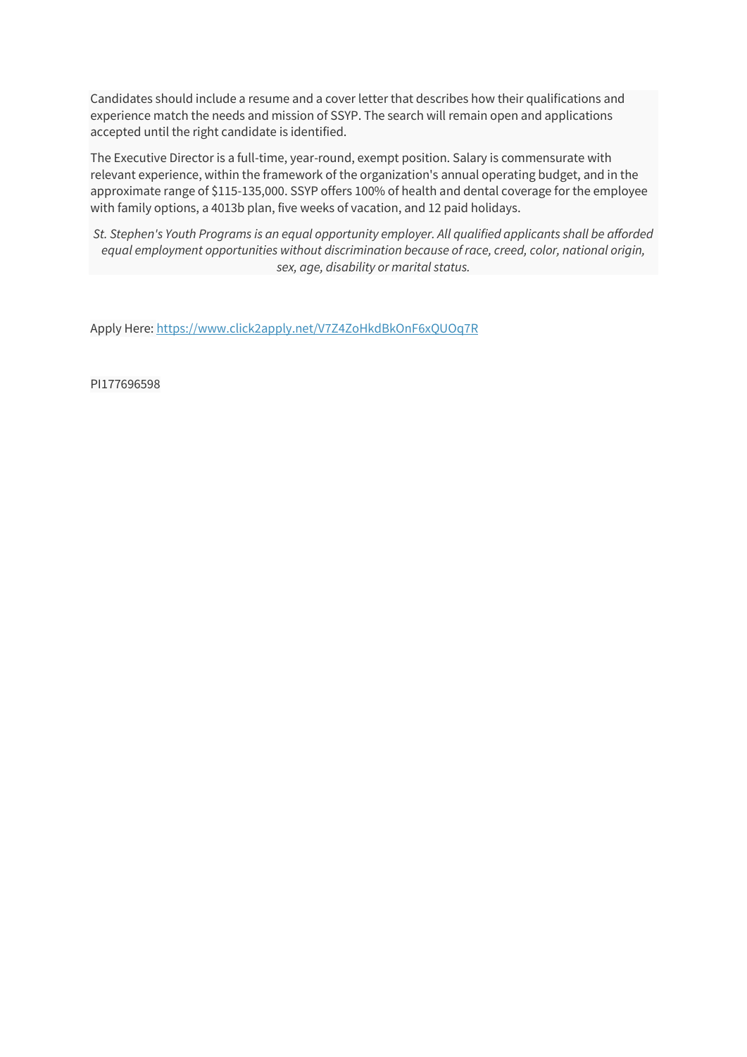Candidates should include a resume and a cover letter that describes how their qualifications and experience match the needs and mission of SSYP. The search will remain open and applications accepted until the right candidate is identified.

The Executive Director is a full-time, year-round, exempt position. Salary is commensurate with relevant experience, within the framework of the organization's annual operating budget, and in the approximate range of $115-135,000. SSYP offers 100% of health and dental coverage for the employee with family options, a 4013b plan, five weeks of vacation, and 12 paid holidays.

*St. Stephen's Youth Programs is an equal opportunity employer. All qualified applicants shall be afforded equal employment opportunities without discrimination because of race, creed, color, national origin, sex, age, disability or marital status.*

Apply Here: https://www.click2apply.net/V7Z4ZoHkdBkOnF6xQUOq7R

PI177696598